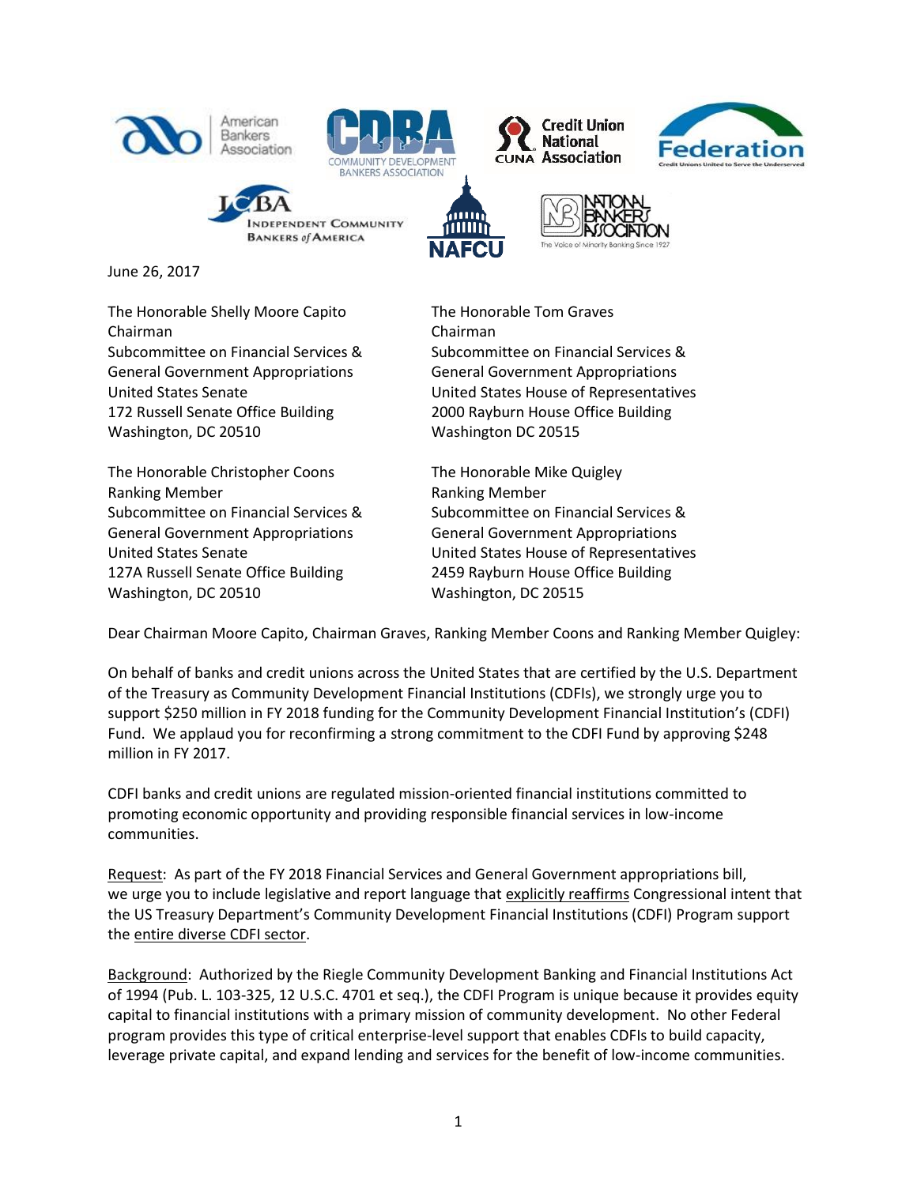June 26, 2017

The Honorable Shelly Moore Capito
Chairman
Subcommittee on Financial Services & General Government Appropriations
United States Senate
172 Russell Senate Office Building
Washington, DC 20510

The Honorable Tom Graves
Chairman
Subcommittee on Financial Services & General Government Appropriations
United States House of Representatives
2000 Rayburn House Office Building
Washington DC 20515

The Honorable Christopher Coons
Ranking Member
Subcommittee on Financial Services & General Government Appropriations
United States Senate
127A Russell Senate Office Building
Washington, DC 20510

The Honorable Mike Quigley
Ranking Member
Subcommittee on Financial Services & General Government Appropriations
United States House of Representatives
2459 Rayburn House Office Building
Washington, DC 20515

Dear Chairman Moore Capito, Chairman Graves, Ranking Member Coons and Ranking Member Quigley:

On behalf of banks and credit unions across the United States that are certified by the U.S. Department of the Treasury as Community Development Financial Institutions (CDFIs), we strongly urge you to support $250 million in FY 2018 funding for the Community Development Financial Institution's (CDFI) Fund. We applaud you for reconfirming a strong commitment to the CDFI Fund by approving $248 million in FY 2017.

CDFI banks and credit unions are regulated mission-oriented financial institutions committed to promoting economic opportunity and providing responsible financial services in low-income communities.

<u>Request</u>: As part of the FY 2018 Financial Services and General Government appropriations bill, we urge you to include legislative and report language that <u>explicitly reaffirms</u> Congressional intent that the US Treasury Department's Community Development Financial Institutions (CDFI) Program support the <u>entire diverse CDFI sector</u>.

<u>Background</u>: Authorized by the Riegle Community Development Banking and Financial Institutions Act of 1994 (Pub. L. 103-325, 12 U.S.C. 4701 et seq.), the CDFI Program is unique because it provides equity capital to financial institutions with a primary mission of community development. No other Federal program provides this type of critical enterprise-level support that enables CDFIs to build capacity, leverage private capital, and expand lending and services for the benefit of low-income communities.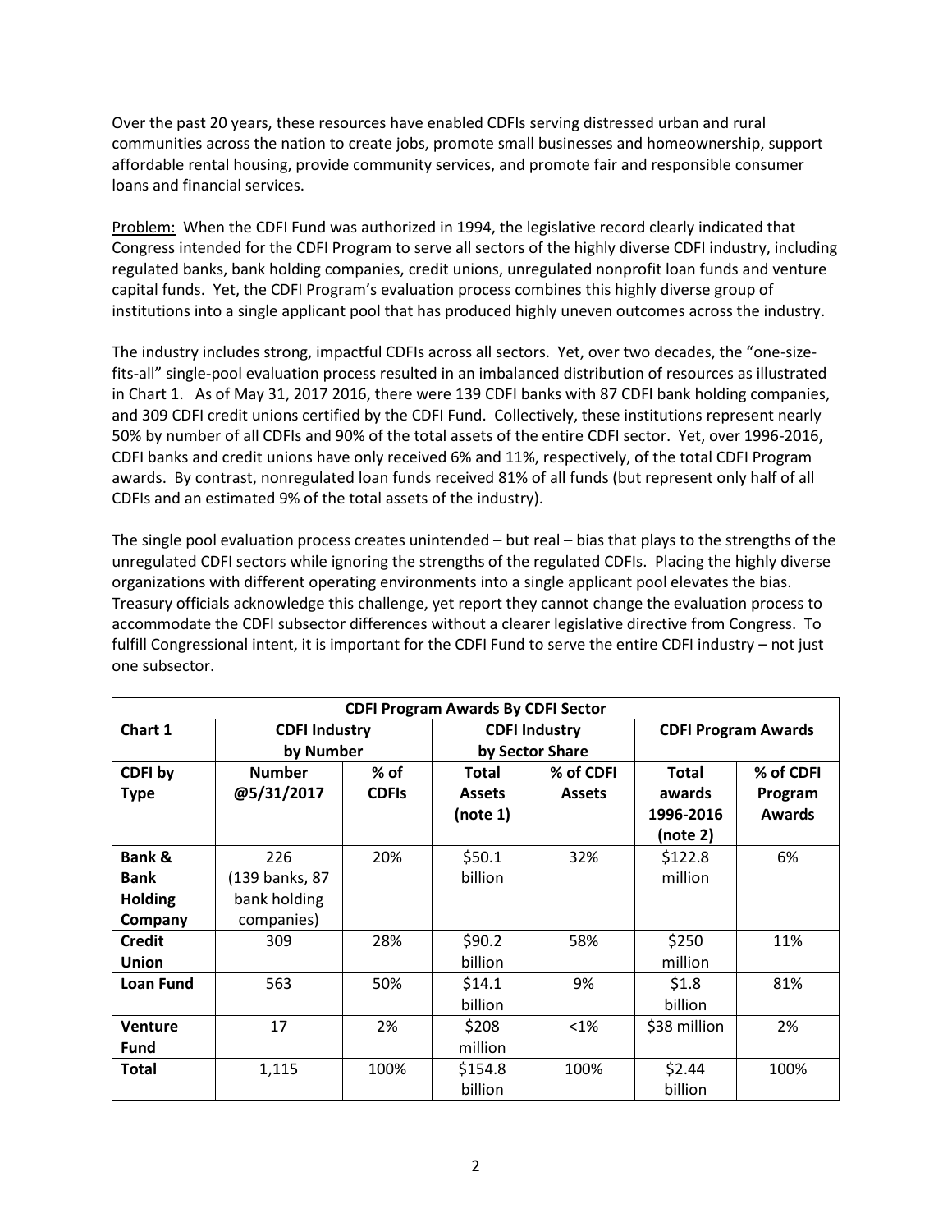Over the past 20 years, these resources have enabled CDFIs serving distressed urban and rural communities across the nation to create jobs, promote small businesses and homeownership, support affordable rental housing, provide community services, and promote fair and responsible consumer loans and financial services.

Problem: When the CDFI Fund was authorized in 1994, the legislative record clearly indicated that Congress intended for the CDFI Program to serve all sectors of the highly diverse CDFI industry, including regulated banks, bank holding companies, credit unions, unregulated nonprofit loan funds and venture capital funds. Yet, the CDFI Program's evaluation process combines this highly diverse group of institutions into a single applicant pool that has produced highly uneven outcomes across the industry.

The industry includes strong, impactful CDFIs across all sectors. Yet, over two decades, the "one-size-fits-all" single-pool evaluation process resulted in an imbalanced distribution of resources as illustrated in Chart 1. As of May 31, 2017 2016, there were 139 CDFI banks with 87 CDFI bank holding companies, and 309 CDFI credit unions certified by the CDFI Fund. Collectively, these institutions represent nearly 50% by number of all CDFIs and 90% of the total assets of the entire CDFI sector. Yet, over 1996-2016, CDFI banks and credit unions have only received 6% and 11%, respectively, of the total CDFI Program awards. By contrast, nonregulated loan funds received 81% of all funds (but represent only half of all CDFIs and an estimated 9% of the total assets of the industry).

The single pool evaluation process creates unintended – but real – bias that plays to the strengths of the unregulated CDFI sectors while ignoring the strengths of the regulated CDFIs. Placing the highly diverse organizations with different operating environments into a single applicant pool elevates the bias. Treasury officials acknowledge this challenge, yet report they cannot change the evaluation process to accommodate the CDFI subsector differences without a clearer legislative directive from Congress. To fulfill Congressional intent, it is important for the CDFI Fund to serve the entire CDFI industry – not just one subsector.

| **CDFI Program Awards By CDFI Sector** | | | | | | |
|---|---|---|---|---|---|---|
| **Chart 1** | **CDFI Industry by Number** | | **CDFI Industry by Sector Share** | | **CDFI Program Awards** | |
| **CDFI by Type** | **Number @5/31/2017** | **% of CDFIs** | **Total Assets (note 1)** | **% of CDFI Assets** | **Total awards 1996-2016 (note 2)** | **% of CDFI Program Awards** |
| **Bank & Bank Holding Company** | 226 (139 banks, 87 bank holding companies) | 20% | \$50.1 billion | 32% | \$122.8 million | 6% |
| **Credit Union** | 309 | 28% | \$90.2 billion | 58% | \$250 million | 11% |
| **Loan Fund** | 563 | 50% | \$14.1 billion | 9% | \$1.8 billion | 81% |
| **Venture Fund** | 17 | 2% | \$208 million | <1% | \$38 million | 2% |
| **Total** | 1,115 | 100% | \$154.8 billion | 100% | \$2.44 billion | 100% |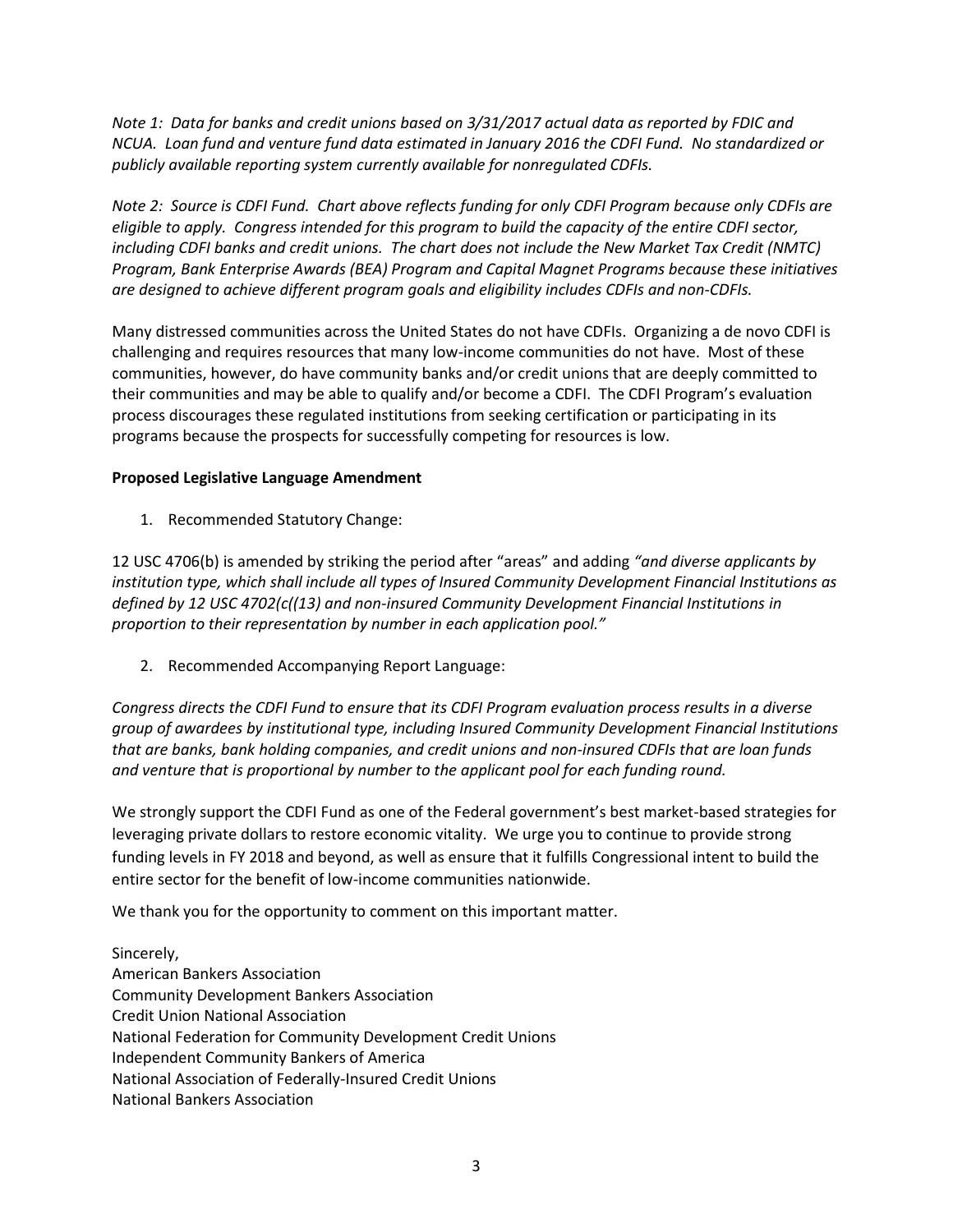*Note 1: Data for banks and credit unions based on 3/31/2017 actual data as reported by FDIC and NCUA. Loan fund and venture fund data estimated in January 2016 the CDFI Fund. No standardized or publicly available reporting system currently available for nonregulated CDFIs.*

*Note 2: Source is CDFI Fund. Chart above reflects funding for only CDFI Program because only CDFIs are eligible to apply. Congress intended for this program to build the capacity of the entire CDFI sector, including CDFI banks and credit unions. The chart does not include the New Market Tax Credit (NMTC) Program, Bank Enterprise Awards (BEA) Program and Capital Magnet Programs because these initiatives are designed to achieve different program goals and eligibility includes CDFIs and non-CDFIs.*

Many distressed communities across the United States do not have CDFIs. Organizing a de novo CDFI is challenging and requires resources that many low-income communities do not have. Most of these communities, however, do have community banks and/or credit unions that are deeply committed to their communities and may be able to qualify and/or become a CDFI. The CDFI Program's evaluation process discourages these regulated institutions from seeking certification or participating in its programs because the prospects for successfully competing for resources is low.

**Proposed Legislative Language Amendment**

1. Recommended Statutory Change:

12 USC 4706(b) is amended by striking the period after "areas" and adding *"and diverse applicants by institution type, which shall include all types of Insured Community Development Financial Institutions as defined by 12 USC 4702(c((13) and non-insured Community Development Financial Institutions in proportion to their representation by number in each application pool."*

2. Recommended Accompanying Report Language:

*Congress directs the CDFI Fund to ensure that its CDFI Program evaluation process results in a diverse group of awardees by institutional type, including Insured Community Development Financial Institutions that are banks, bank holding companies, and credit unions and non-insured CDFIs that are loan funds and venture that is proportional by number to the applicant pool for each funding round.*

We strongly support the CDFI Fund as one of the Federal government's best market-based strategies for leveraging private dollars to restore economic vitality. We urge you to continue to provide strong funding levels in FY 2018 and beyond, as well as ensure that it fulfills Congressional intent to build the entire sector for the benefit of low-income communities nationwide.

We thank you for the opportunity to comment on this important matter.

Sincerely,
American Bankers Association
Community Development Bankers Association
Credit Union National Association
National Federation for Community Development Credit Unions
Independent Community Bankers of America
National Association of Federally-Insured Credit Unions
National Bankers Association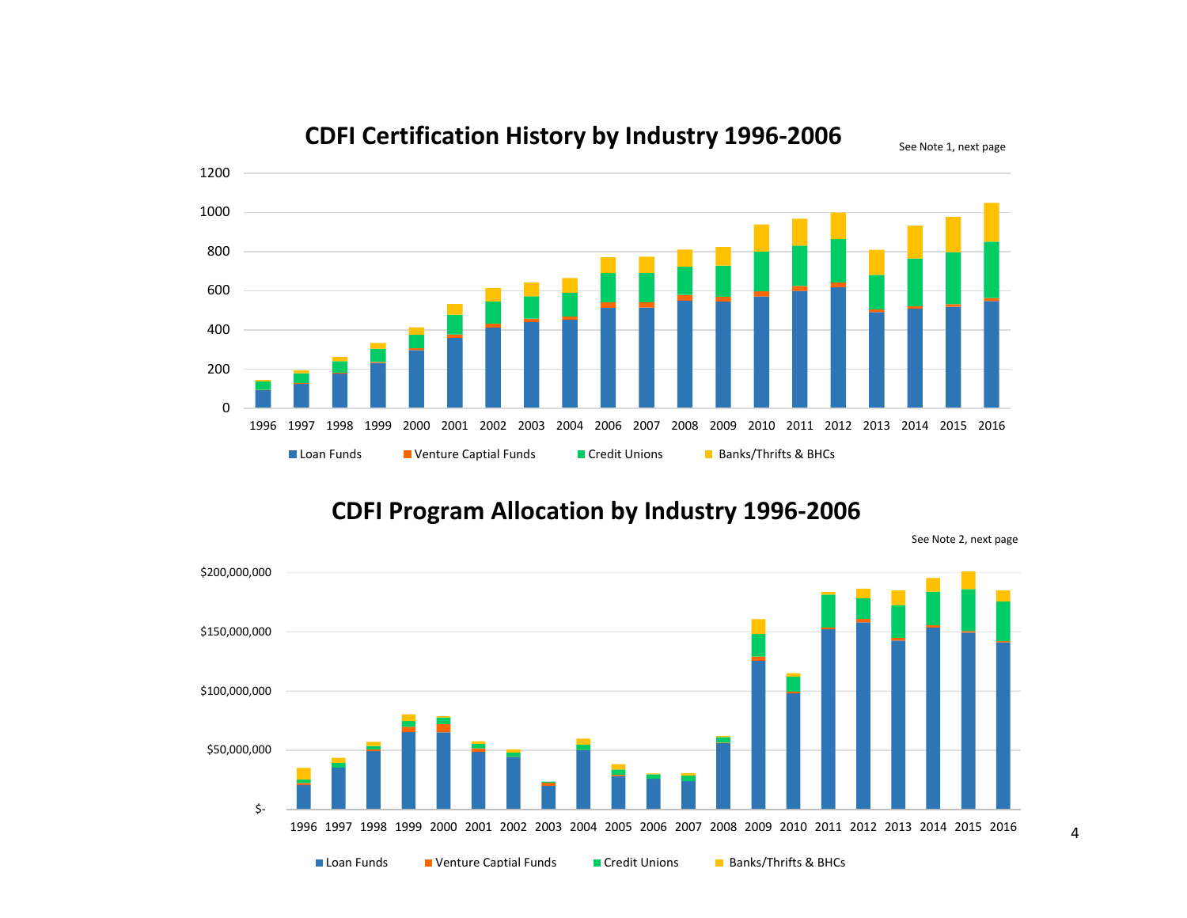## CDFI Certification History by Industry 1996-2006

See Note 1, next page

Years shown: 1996, 1997, 1998, 1999, 2000, 2001, 2002, 2003, 2004, 2006, 2007, 2008, 2009, 2010, 2011, 2012, 2013, 2014, 2015, 2016

Y-axis: 0, 200, 400, 600, 800, 1000, 1200

Legend: Loan Funds, Venture Captial Funds, Credit Unions, Banks/Thrifts & BHCs

## CDFI Program Allocation by Industry 1996-2006

See Note 2, next page

Years shown: 1996, 1997, 1998, 1999, 2000, 2001, 2002, 2003, 2004, 2005, 2006, 2007, 2008, 2009, 2010, 2011, 2012, 2013, 2014, 2015, 2016

Y-axis: $-, $50,000,000, $100,000,000, $150,000,000, $200,000,000

Legend: Loan Funds, Venture Captial Funds, Credit Unions, Banks/Thrifts & BHCs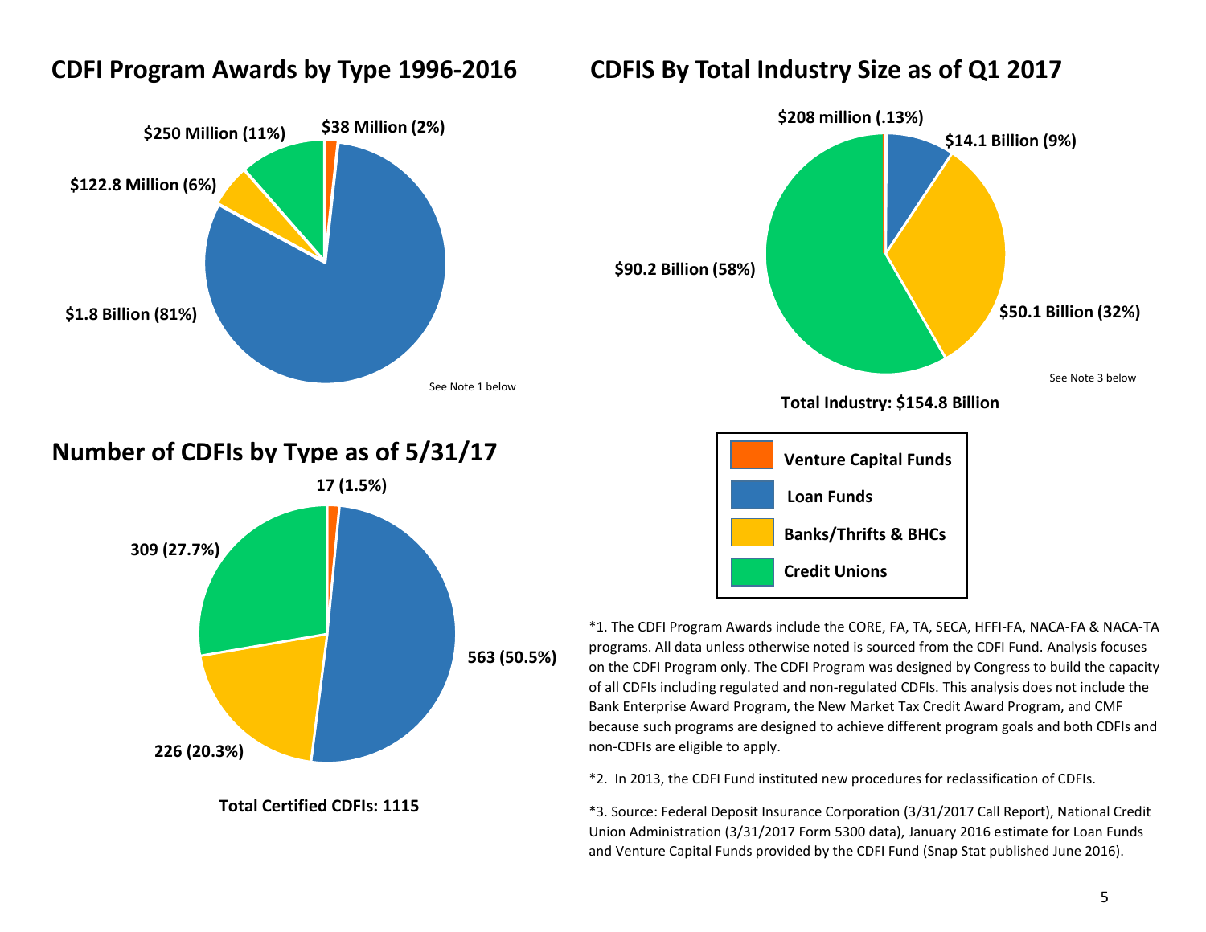## CDFI Program Awards by Type 1996-2016

$250 Million (11%)

$38 Million (2%)

$122.8 Million (6%)

$1.8 Billion (81%)

See Note 1 below

## CDFIS By Total Industry Size as of Q1 2017

$208 million (.13%)

$14.1 Billion (9%)

$90.2 Billion (58%)

$50.1 Billion (32%)

See Note 3 below

**Total Industry: $154.8 Billion**

## Number of CDFIs by Type as of 5/31/17

17 (1.5%)

309 (27.7%)

563 (50.5%)

226 (20.3%)

**Total Certified CDFIs: 1115**

Venture Capital Funds

Loan Funds

Banks/Thrifts & BHCs

Credit Unions

*1. The CDFI Program Awards include the CORE, FA, TA, SECA, HFFI-FA, NACA-FA & NACA-TA programs. All data unless otherwise noted is sourced from the CDFI Fund. Analysis focuses on the CDFI Program only. The CDFI Program was designed by Congress to build the capacity of all CDFIs including regulated and non-regulated CDFIs. This analysis does not include the Bank Enterprise Award Program, the New Market Tax Credit Award Program, and CMF because such programs are designed to achieve different program goals and both CDFIs and non-CDFIs are eligible to apply.

*2. In 2013, the CDFI Fund instituted new procedures for reclassification of CDFIs.

*3. Source: Federal Deposit Insurance Corporation (3/31/2017 Call Report), National Credit Union Administration (3/31/2017 Form 5300 data), January 2016 estimate for Loan Funds and Venture Capital Funds provided by the CDFI Fund (Snap Stat published June 2016).